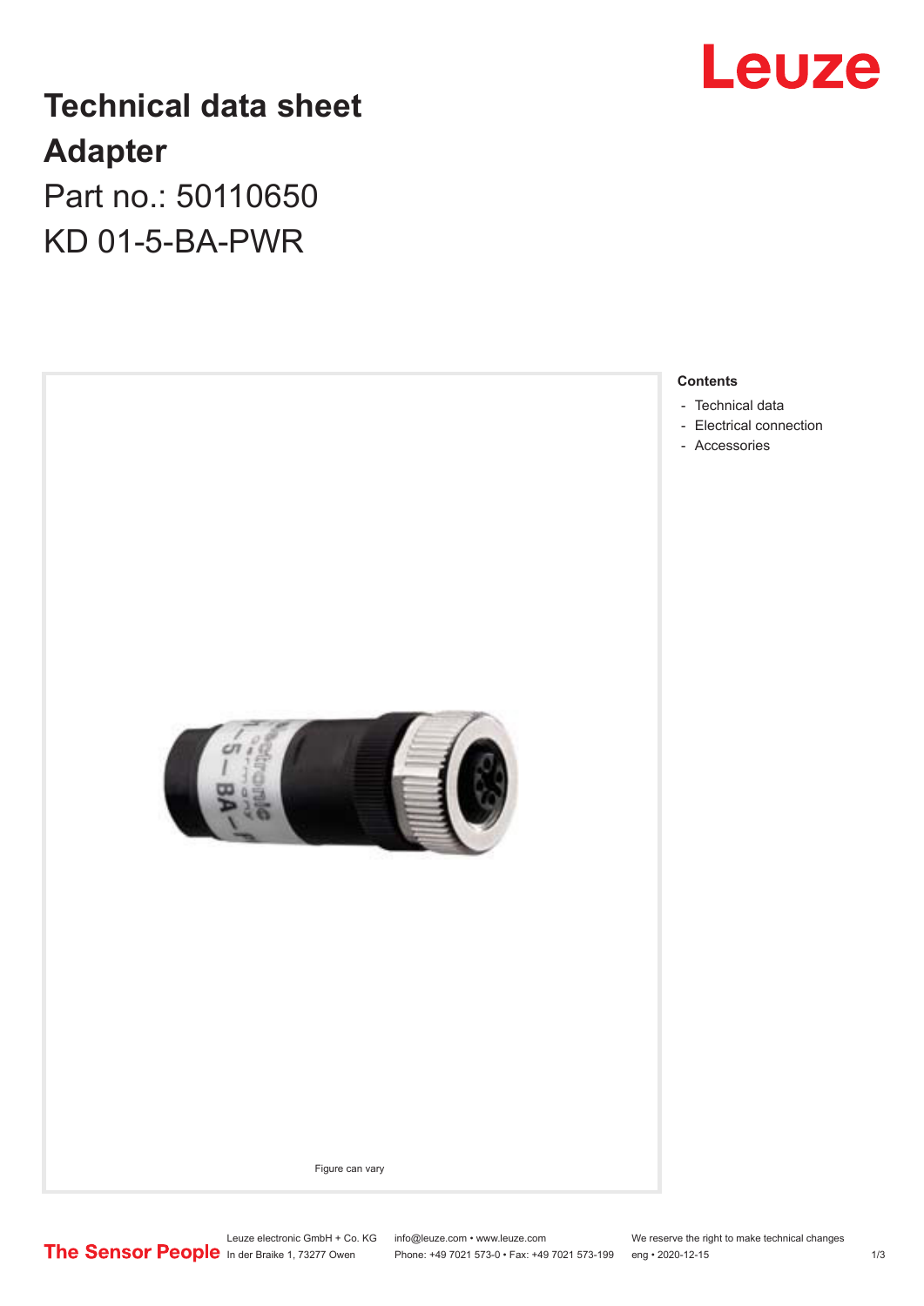# Technical data sheet
# Adapter

Part no.: 50110650

KD 01-5-BA-PWR

Figure can vary

**Contents**

- Technical data
- Electrical connection
- Accessories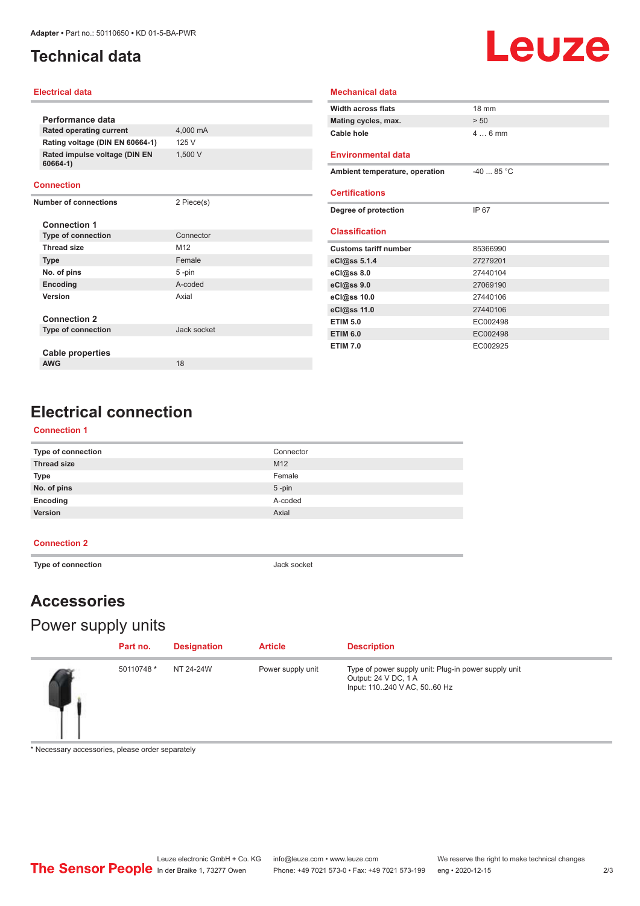# Technical data

## Electrical data

**Performance data**

| | |
|---|---|
| Rated operating current | 4,000 mA |
| Rating voltage (DIN EN 60664-1) | 125 V |
| Rated impulse voltage (DIN EN 60664-1) | 1,500 V |

## Connection

| | |
|---|---|
| Number of connections | 2 Piece(s) |

**Connection 1**

| | |
|---|---|
| Type of connection | Connector |
| Thread size | M12 |
| Type | Female |
| No. of pins | 5 -pin |
| Encoding | A-coded |
| Version | Axial |

**Connection 2**

| | |
|---|---|
| Type of connection | Jack socket |

**Cable properties**

| | |
|---|---|
| AWG | 18 |

## Mechanical data

| | |
|---|---|
| Width across flats | 18 mm |
| Mating cycles, max. | > 50 |
| Cable hole | 4 … 6 mm |

## Environmental data

| | |
|---|---|
| Ambient temperature, operation | -40 ... 85 °C |

## Certifications

| | |
|---|---|
| Degree of protection | IP 67 |

## Classification

| | |
|---|---|
| Customs tariff number | 85366990 |
| eCl@ss 5.1.4 | 27279201 |
| eCl@ss 8.0 | 27440104 |
| eCl@ss 9.0 | 27069190 |
| eCl@ss 10.0 | 27440106 |
| eCl@ss 11.0 | 27440106 |
| ETIM 5.0 | EC002498 |
| ETIM 6.0 | EC002498 |
| ETIM 7.0 | EC002925 |

# Electrical connection

## Connection 1

| | |
|---|---|
| Type of connection | Connector |
| Thread size | M12 |
| Type | Female |
| No. of pins | 5 -pin |
| Encoding | A-coded |
| Version | Axial |

## Connection 2

| | |
|---|---|
| Type of connection | Jack socket |

# Accessories

## Power supply units

| Part no. | Designation | Article | Description |
|---|---|---|---|
| 50110748 * | NT 24-24W | Power supply unit | Type of power supply unit: Plug-in power supply unit<br>Output: 24 V DC, 1 A<br>Input: 110..240 V AC, 50..60 Hz |

* Necessary accessories, please order separately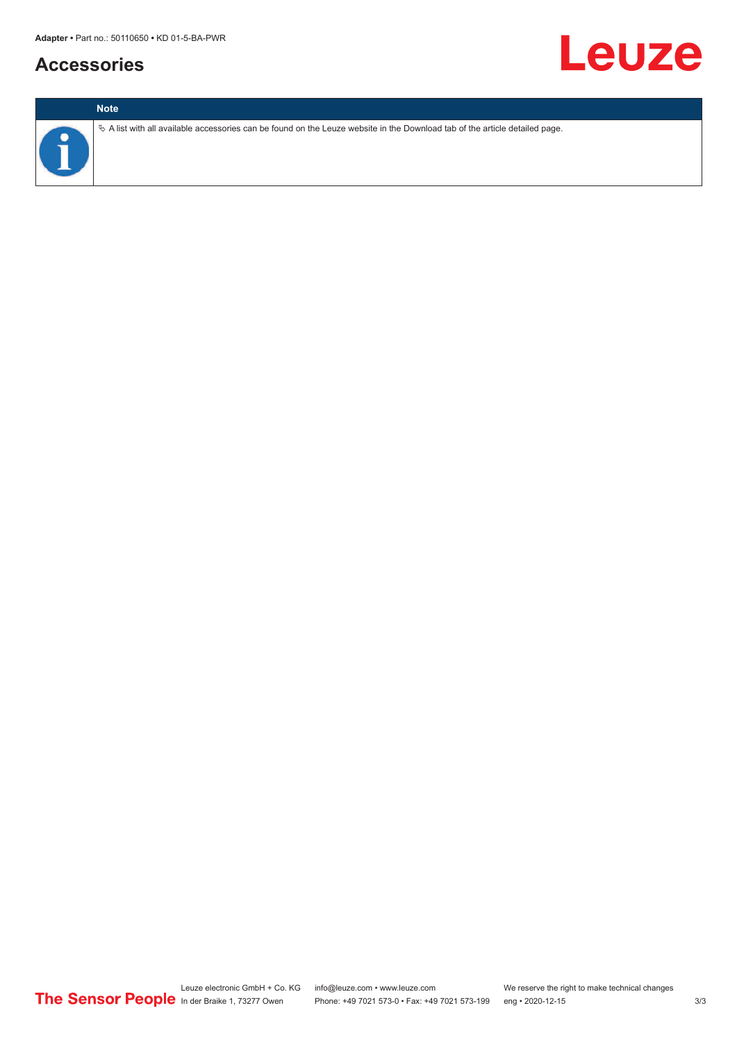## Accessories

| | Note |
|---|---|
| | ↳ A list with all available accessories can be found on the Leuze website in the Download tab of the article detailed page. |